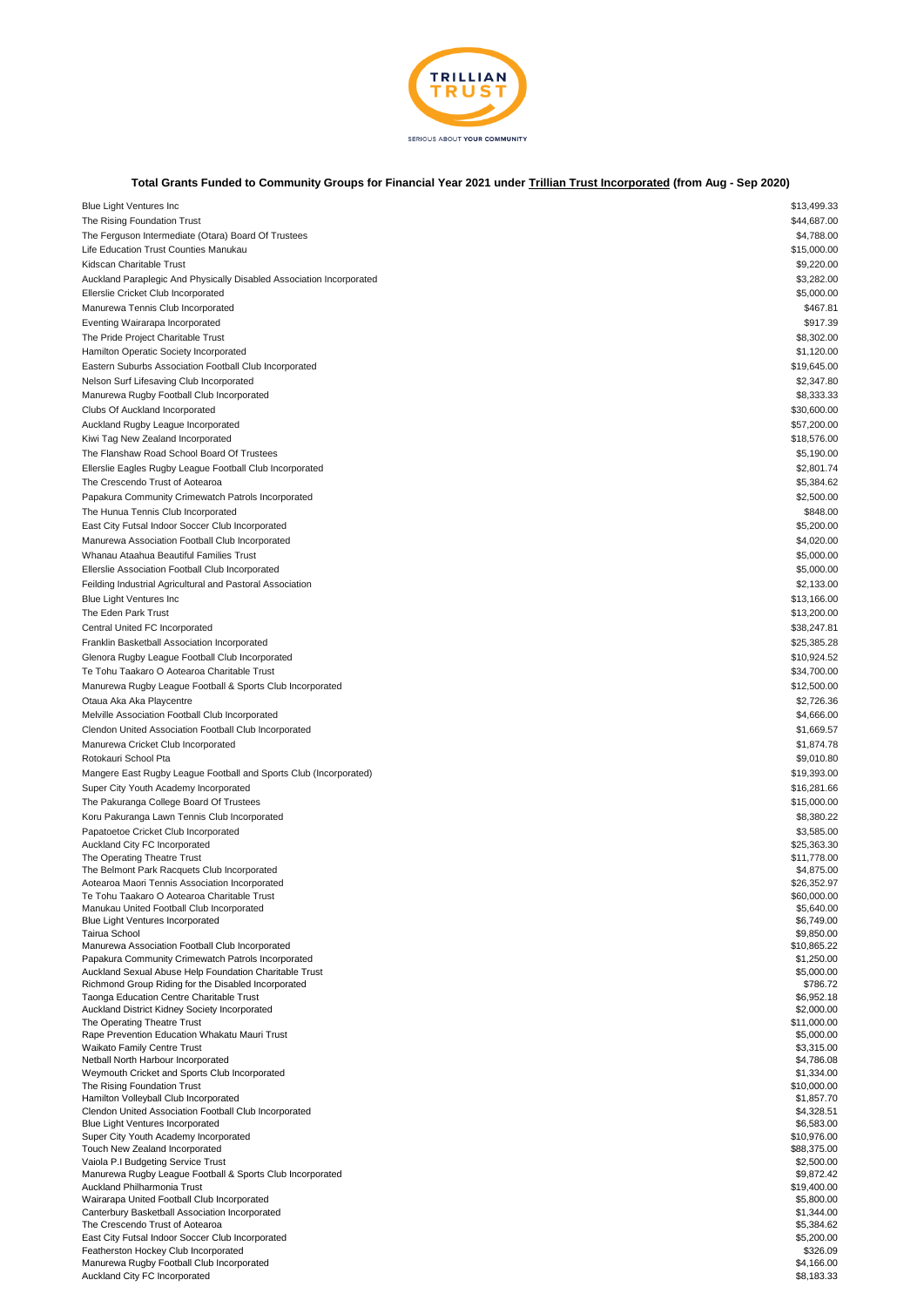TRILLIAN TRUST

SERIOUS ABOUT YOUR COMMUNITY

**Total Grants Funded to Community Groups for Financial Year 2021 under Trillian Trust Incorporated (from Aug - Sep 2020)**

| | |
|---|---|
| Blue Light Ventures Inc | $13,499.33 |
| The Rising Foundation Trust | $44,687.00 |
| The Ferguson Intermediate (Otara) Board Of Trustees | $4,788.00 |
| Life Education Trust Counties Manukau | $15,000.00 |
| Kidscan Charitable Trust | $9,220.00 |
| Auckland Paraplegic And Physically Disabled Association Incorporated | $3,282.00 |
| Ellerslie Cricket Club Incorporated | $5,000.00 |
| Manurewa Tennis Club Incorporated | $467.81 |
| Eventing Wairarapa Incorporated | $917.39 |
| The Pride Project Charitable Trust | $8,302.00 |
| Hamilton Operatic Society Incorporated | $1,120.00 |
| Eastern Suburbs Association Football Club Incorporated | $19,645.00 |
| Nelson Surf Lifesaving Club Incorporated | $2,347.80 |
| Manurewa Rugby Football Club Incorporated | $8,333.33 |
| Clubs Of Auckland Incorporated | $30,600.00 |
| Auckland Rugby League Incorporated | $57,200.00 |
| Kiwi Tag New Zealand Incorporated | $18,576.00 |
| The Flanshaw Road School Board Of Trustees | $5,190.00 |
| Ellerslie Eagles Rugby League Football Club Incorporated | $2,801.74 |
| The Crescendo Trust of Aotearoa | $5,384.62 |
| Papakura Community Crimewatch Patrols Incorporated | $2,500.00 |
| The Hunua Tennis Club Incorporated | $848.00 |
| East City Futsal Indoor Soccer Club Incorporated | $5,200.00 |
| Manurewa Association Football Club Incorporated | $4,020.00 |
| Whanau Ataahua Beautiful Families Trust | $5,000.00 |
| Ellerslie Association Football Club Incorporated | $5,000.00 |
| Feilding Industrial Agricultural and Pastoral Association | $2,133.00 |
| Blue Light Ventures Inc | $13,166.00 |
| The Eden Park Trust | $13,200.00 |
| Central United FC Incorporated | $38,247.81 |
| Franklin Basketball Association Incorporated | $25,385.28 |
| Glenora Rugby League Football Club Incorporated | $10,924.52 |
| Te Tohu Taakaro O Aotearoa Charitable Trust | $34,700.00 |
| Manurewa Rugby League Football & Sports Club Incorporated | $12,500.00 |
| Otaua Aka Aka Playcentre | $2,726.36 |
| Melville Association Football Club Incorporated | $4,666.00 |
| Clendon United Association Football Club Incorporated | $1,669.57 |
| Manurewa Cricket Club Incorporated | $1,874.78 |
| Rotokauri School Pta | $9,010.80 |
| Mangere East Rugby League Football and Sports Club (Incorporated) | $19,393.00 |
| Super City Youth Academy Incorporated | $16,281.66 |
| The Pakuranga College Board Of Trustees | $15,000.00 |
| Koru Pakuranga Lawn Tennis Club Incorporated | $8,380.22 |
| Papatoetoe Cricket Club Incorporated | $3,585.00 |
| Auckland City FC Incorporated | $25,363.30 |
| The Operating Theatre Trust | $11,778.00 |
| The Belmont Park Racquets Club Incorporated | $4,875.00 |
| Aotearoa Maori Tennis Association Incorporated | $26,352.97 |
| Te Tohu Taakaro O Aotearoa Charitable Trust | $60,000.00 |
| Manukau United Football Club Incorporated | $5,640.00 |
| Blue Light Ventures Incorporated | $6,749.00 |
| Tairua School | $9,850.00 |
| Manurewa Association Football Club Incorporated | $10,865.22 |
| Papakura Community Crimewatch Patrols Incorporated | $1,250.00 |
| Auckland Sexual Abuse Help Foundation Charitable Trust | $5,000.00 |
| Richmond Group Riding for the Disabled Incorporated | $786.72 |
| Taonga Education Centre Charitable Trust | $6,952.18 |
| Auckland District Kidney Society Incorporated | $2,000.00 |
| The Operating Theatre Trust | $11,000.00 |
| Rape Prevention Education Whakatu Mauri Trust | $5,000.00 |
| Waikato Family Centre Trust | $3,315.00 |
| Netball North Harbour Incorporated | $4,786.08 |
| Weymouth Cricket and Sports Club Incorporated | $1,334.00 |
| The Rising Foundation Trust | $10,000.00 |
| Hamilton Volleyball Club Incorporated | $1,857.70 |
| Clendon United Association Football Club Incorporated | $4,328.51 |
| Blue Light Ventures Incorporated | $6,583.00 |
| Super City Youth Academy Incorporated | $10,976.00 |
| Touch New Zealand Incorporated | $88,375.00 |
| Vaiola P.I Budgeting Service Trust | $2,500.00 |
| Manurewa Rugby League Football & Sports Club Incorporated | $9,872.42 |
| Auckland Philharmonia Trust | $19,400.00 |
| Wairarapa United Football Club Incorporated | $5,800.00 |
| Canterbury Basketball Association Incorporated | $1,344.00 |
| The Crescendo Trust of Aotearoa | $5,384.62 |
| East City Futsal Indoor Soccer Club Incorporated | $5,200.00 |
| Featherston Hockey Club Incorporated | $326.09 |
| Manurewa Rugby Football Club Incorporated | $4,166.00 |
| Auckland City FC Incorporated | $8,183.33 |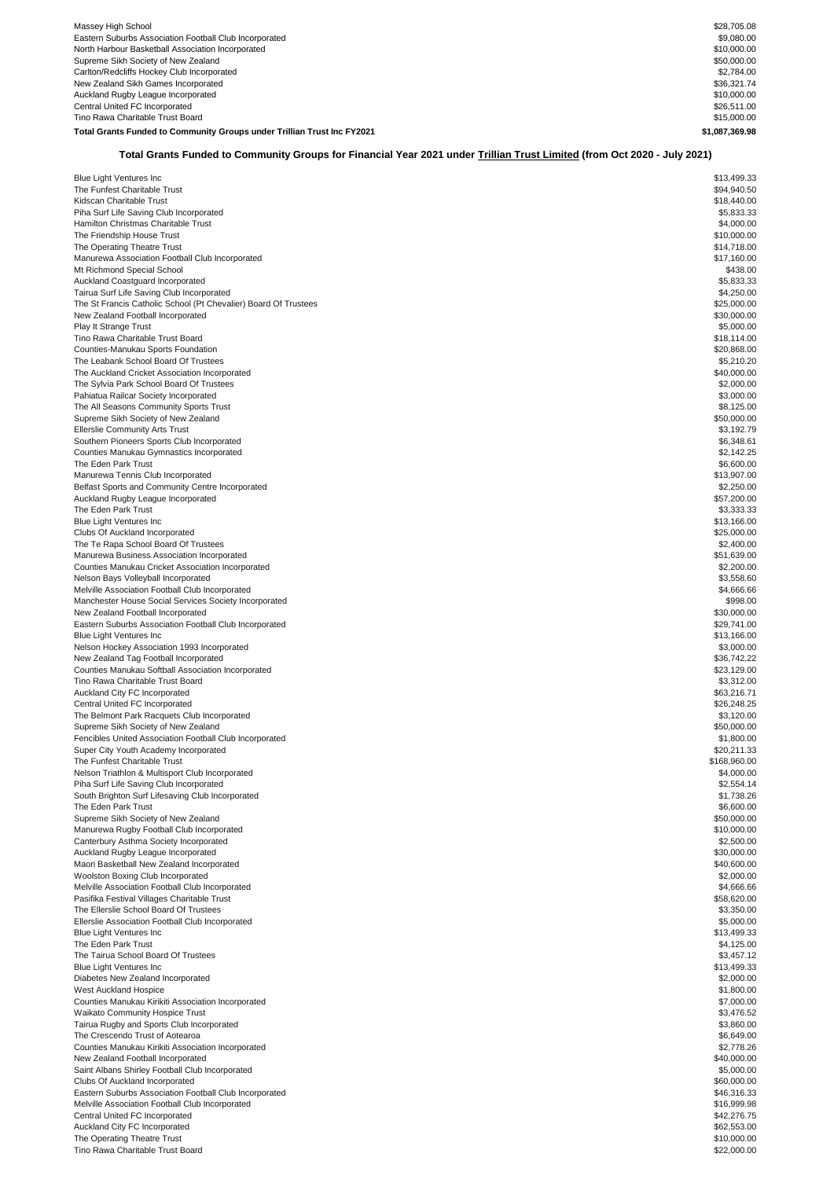| | |
|---|---|
| Massey High School | $28,705.08 |
| Eastern Suburbs Association Football Club Incorporated | $9,080.00 |
| North Harbour Basketball Association Incorporated | $10,000.00 |
| Supreme Sikh Society of New Zealand | $50,000.00 |
| Carlton/Redcliffs Hockey Club Incorporated | $2,784.00 |
| New Zealand Sikh Games Incorporated | $36,321.74 |
| Auckland Rugby League Incorporated | $10,000.00 |
| Central United FC Incorporated | $26,511.00 |
| Tino Rawa Charitable Trust Board | $15,000.00 |
| **Total Grants Funded to Community Groups under Trillian Trust Inc FY2021** | **$1,087,369.98** |

### Total Grants Funded to Community Groups for Financial Year 2021 under Trillian Trust Limited (from Oct 2020 - July 2021)

| | |
|---|---|
| Blue Light Ventures Inc | $13,499.33 |
| The Funfest Charitable Trust | $94,940.50 |
| Kidscan Charitable Trust | $18,440.00 |
| Piha Surf Life Saving Club Incorporated | $5,833.33 |
| Hamilton Christmas Charitable Trust | $4,000.00 |
| The Friendship House Trust | $10,000.00 |
| The Operating Theatre Trust | $14,718.00 |
| Manurewa Association Football Club Incorporated | $17,160.00 |
| Mt Richmond Special School | $438.00 |
| Auckland Coastguard Incorporated | $5,833.33 |
| Tairua Surf Life Saving Club Incorporated | $4,250.00 |
| The St Francis Catholic School (Pt Chevalier) Board Of Trustees | $25,000.00 |
| New Zealand Football Incorporated | $30,000.00 |
| Play It Strange Trust | $5,000.00 |
| Tino Rawa Charitable Trust Board | $18,114.00 |
| Counties-Manukau Sports Foundation | $20,868.00 |
| The Leabank School Board Of Trustees | $5,210.20 |
| The Auckland Cricket Association Incorporated | $40,000.00 |
| The Sylvia Park School Board Of Trustees | $2,000.00 |
| Pahiatua Railcar Society Incorporated | $3,000.00 |
| The All Seasons Community Sports Trust | $8,125.00 |
| Supreme Sikh Society of New Zealand | $50,000.00 |
| Ellerslie Community Arts Trust | $3,192.79 |
| Southern Pioneers Sports Club Incorporated | $6,348.61 |
| Counties Manukau Gymnastics Incorporated | $2,142.25 |
| The Eden Park Trust | $6,600.00 |
| Manurewa Tennis Club Incorporated | $13,907.00 |
| Belfast Sports and Community Centre Incorporated | $2,250.00 |
| Auckland Rugby League Incorporated | $57,200.00 |
| The Eden Park Trust | $3,333.33 |
| Blue Light Ventures Inc | $13,166.00 |
| Clubs Of Auckland Incorporated | $25,000.00 |
| The Te Rapa School Board Of Trustees | $2,400.00 |
| Manurewa Business Association Incorporated | $51,639.00 |
| Counties Manukau Cricket Association Incorporated | $2,200.00 |
| Nelson Bays Volleyball Incorporated | $3,558.60 |
| Melville Association Football Club Incorporated | $4,666.66 |
| Manchester House Social Services Society Incorporated | $998.00 |
| New Zealand Football Incorporated | $30,000.00 |
| Eastern Suburbs Association Football Club Incorporated | $29,741.00 |
| Blue Light Ventures Inc | $13,166.00 |
| Nelson Hockey Association 1993 Incorporated | $3,000.00 |
| New Zealand Tag Football Incorporated | $36,742.22 |
| Counties Manukau Softball Association Incorporated | $23,129.00 |
| Tino Rawa Charitable Trust Board | $3,312.00 |
| Auckland City FC Incorporated | $63,216.71 |
| Central United FC Incorporated | $26,248.25 |
| The Belmont Park Racquets Club Incorporated | $3,120.00 |
| Supreme Sikh Society of New Zealand | $50,000.00 |
| Fencibles United Association Football Club Incorporated | $1,800.00 |
| Super City Youth Academy Incorporated | $20,211.33 |
| The Funfest Charitable Trust | $168,960.00 |
| Nelson Triathlon & Multisport Club Incorporated | $4,000.00 |
| Piha Surf Life Saving Club Incorporated | $2,554.14 |
| South Brighton Surf Lifesaving Club Incorporated | $1,738.26 |
| The Eden Park Trust | $6,600.00 |
| Supreme Sikh Society of New Zealand | $50,000.00 |
| Manurewa Rugby Football Club Incorporated | $10,000.00 |
| Canterbury Asthma Society Incorporated | $2,500.00 |
| Auckland Rugby League Incorporated | $30,000.00 |
| Maori Basketball New Zealand Incorporated | $40,600.00 |
| Woolston Boxing Club Incorporated | $2,000.00 |
| Melville Association Football Club Incorporated | $4,666.66 |
| Pasifika Festival Villages Charitable Trust | $58,620.00 |
| The Ellerslie School Board Of Trustees | $3,350.00 |
| Ellerslie Association Football Club Incorporated | $5,000.00 |
| Blue Light Ventures Inc | $13,499.33 |
| The Eden Park Trust | $4,125.00 |
| The Tairua School Board Of Trustees | $3,457.12 |
| Blue Light Ventures Inc | $13,499.33 |
| Diabetes New Zealand Incorporated | $2,000.00 |
| West Auckland Hospice | $1,800.00 |
| Counties Manukau Kirikiti Association Incorporated | $7,000.00 |
| Waikato Community Hospice Trust | $3,476.52 |
| Tairua Rugby and Sports Club Incorporated | $3,860.00 |
| The Crescendo Trust of Aotearoa | $6,649.00 |
| Counties Manukau Kirikiti Association Incorporated | $2,778.26 |
| New Zealand Football Incorporated | $40,000.00 |
| Saint Albans Shirley Football Club Incorporated | $5,000.00 |
| Clubs Of Auckland Incorporated | $60,000.00 |
| Eastern Suburbs Association Football Club Incorporated | $46,316.33 |
| Melville Association Football Club Incorporated | $16,999.98 |
| Central United FC Incorporated | $42,276.75 |
| Auckland City FC Incorporated | $62,553.00 |
| The Operating Theatre Trust | $10,000.00 |
| Tino Rawa Charitable Trust Board | $22,000.00 |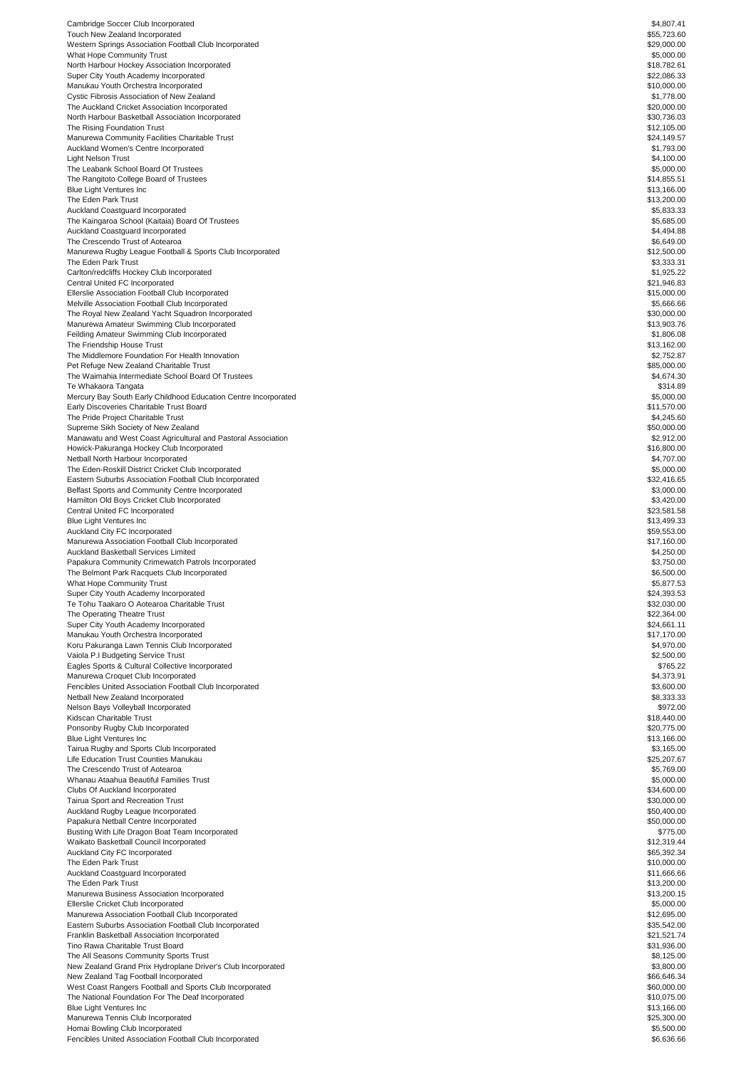| | |
|---|---|
| Cambridge Soccer Club Incorporated | $4,807.41 |
| Touch New Zealand Incorporated | $55,723.60 |
| Western Springs Association Football Club Incorporated | $29,000.00 |
| What Hope Community Trust | $5,000.00 |
| North Harbour Hockey Association Incorporated | $18,782.61 |
| Super City Youth Academy Incorporated | $22,086.33 |
| Manukau Youth Orchestra Incorporated | $10,000.00 |
| Cystic Fibrosis Association of New Zealand | $1,778.00 |
| The Auckland Cricket Association Incorporated | $20,000.00 |
| North Harbour Basketball Association Incorporated | $30,736.03 |
| The Rising Foundation Trust | $12,105.00 |
| Manurewa Community Facilities Charitable Trust | $24,149.57 |
| Auckland Women's Centre Incorporated | $1,793.00 |
| Light Nelson Trust | $4,100.00 |
| The Leabank School Board Of Trustees | $5,000.00 |
| The Rangitoto College Board of Trustees | $14,855.51 |
| Blue Light Ventures Inc | $13,166.00 |
| The Eden Park Trust | $13,200.00 |
| Auckland Coastguard Incorporated | $5,833.33 |
| The Kaingaroa School (Kaitaia) Board Of Trustees | $5,685.00 |
| Auckland Coastguard Incorporated | $4,494.88 |
| The Crescendo Trust of Aotearoa | $6,649.00 |
| Manurewa Rugby League Football & Sports Club Incorporated | $12,500.00 |
| The Eden Park Trust | $3,333.31 |
| Carlton/redcliffs Hockey Club Incorporated | $1,925.22 |
| Central United FC Incorporated | $21,946.83 |
| Ellerslie Association Football Club Incorporated | $15,000.00 |
| Melville Association Football Club Incorporated | $5,666.66 |
| The Royal New Zealand Yacht Squadron Incorporated | $30,000.00 |
| Manurewa Amateur Swimming Club Incorporated | $13,903.76 |
| Feilding Amateur Swimming Club Incorporated | $1,806.08 |
| The Friendship House Trust | $13,162.00 |
| The Middlemore Foundation For Health Innovation | $2,752.87 |
| Pet Refuge New Zealand Charitable Trust | $85,000.00 |
| The Waimahia Intermediate School Board Of Trustees | $4,674.30 |
| Te Whakaora Tangata | $314.89 |
| Mercury Bay South Early Childhood Education Centre Incorporated | $5,000.00 |
| Early Discoveries Charitable Trust Board | $11,570.00 |
| The Pride Project Charitable Trust | $4,245.60 |
| Supreme Sikh Society of New Zealand | $50,000.00 |
| Manawatu and West Coast Agricultural and Pastoral Association | $2,912.00 |
| Howick-Pakuranga Hockey Club Incorporated | $16,800.00 |
| Netball North Harbour Incorporated | $4,707.00 |
| The Eden-Roskill District Cricket Club Incorporated | $5,000.00 |
| Eastern Suburbs Association Football Club Incorporated | $32,416.65 |
| Belfast Sports and Community Centre Incorporated | $3,000.00 |
| Hamilton Old Boys Cricket Club Incorporated | $3,420.00 |
| Central United FC Incorporated | $23,581.58 |
| Blue Light Ventures Inc | $13,499.33 |
| Auckland City FC Incorporated | $59,553.00 |
| Manurewa Association Football Club Incorporated | $17,160.00 |
| Auckland Basketball Services Limited | $4,250.00 |
| Papakura Community Crimewatch Patrols Incorporated | $3,750.00 |
| The Belmont Park Racquets Club Incorporated | $6,500.00 |
| What Hope Community Trust | $5,877.53 |
| Super City Youth Academy Incorporated | $24,393.53 |
| Te Tohu Taakaro O Aotearoa Charitable Trust | $32,030.00 |
| The Operating Theatre Trust | $22,364.00 |
| Super City Youth Academy Incorporated | $24,661.11 |
| Manukau Youth Orchestra Incorporated | $17,170.00 |
| Koru Pakuranga Lawn Tennis Club Incorporated | $4,970.00 |
| Vaiola P.I Budgeting Service Trust | $2,500.00 |
| Eagles Sports & Cultural Collective Incorporated | $765.22 |
| Manurewa Croquet Club Incorporated | $4,373.91 |
| Fencibles United Association Football Club Incorporated | $3,600.00 |
| Netball New Zealand Incorporated | $8,333.33 |
| Nelson Bays Volleyball Incorporated | $972.00 |
| Kidscan Charitable Trust | $18,440.00 |
| Ponsonby Rugby Club Incorporated | $20,775.00 |
| Blue Light Ventures Inc | $13,166.00 |
| Tairua Rugby and Sports Club Incorporated | $3,165.00 |
| Life Education Trust Counties Manukau | $25,207.67 |
| The Crescendo Trust of Aotearoa | $5,769.00 |
| Whanau Ataahua Beautiful Families Trust | $5,000.00 |
| Clubs Of Auckland Incorporated | $34,600.00 |
| Tairua Sport and Recreation Trust | $30,000.00 |
| Auckland Rugby League Incorporated | $50,400.00 |
| Papakura Netball Centre Incorporated | $50,000.00 |
| Busting With Life Dragon Boat Team Incorporated | $775.00 |
| Waikato Basketball Council Incorporated | $12,319.44 |
| Auckland City FC Incorporated | $65,392.34 |
| The Eden Park Trust | $10,000.00 |
| Auckland Coastguard Incorporated | $11,666.66 |
| The Eden Park Trust | $13,200.00 |
| Manurewa Business Association Incorporated | $13,200.15 |
| Ellerslie Cricket Club Incorporated | $5,000.00 |
| Manurewa Association Football Club Incorporated | $12,695.00 |
| Eastern Suburbs Association Football Club Incorporated | $35,542.00 |
| Franklin Basketball Association Incorporated | $21,521.74 |
| Tino Rawa Charitable Trust Board | $31,936.00 |
| The All Seasons Community Sports Trust | $8,125.00 |
| New Zealand Grand Prix Hydroplane Driver's Club Incorporated | $3,800.00 |
| New Zealand Tag Football Incorporated | $66,646.34 |
| West Coast Rangers Football and Sports Club Incorporated | $60,000.00 |
| The National Foundation For The Deaf Incorporated | $10,075.00 |
| Blue Light Ventures Inc | $13,166.00 |
| Manurewa Tennis Club Incorporated | $25,300.00 |
| Homai Bowling Club Incorporated | $5,500.00 |
| Fencibles United Association Football Club Incorporated | $6,636.66 |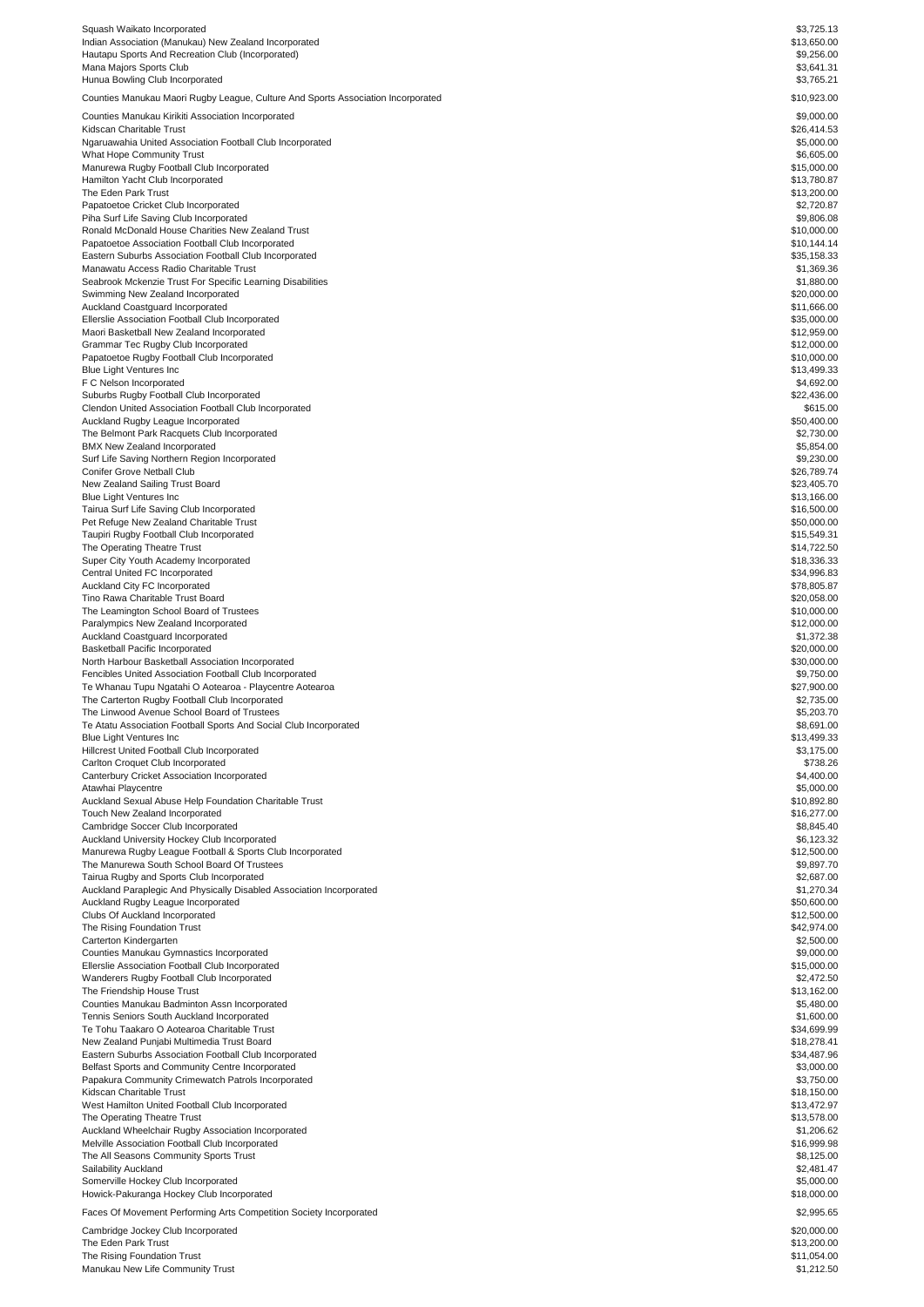| | |
|---|---|
| Squash Waikato Incorporated | $3,725.13 |
| Indian Association (Manukau) New Zealand Incorporated | $13,650.00 |
| Hautapu Sports And Recreation Club (Incorporated) | $9,256.00 |
| Mana Majors Sports Club | $3,641.31 |
| Hunua Bowling Club Incorporated | $3,765.21 |
| Counties Manukau Maori Rugby League, Culture And Sports Association Incorporated | $10,923.00 |
| Counties Manukau Kirikiti Association Incorporated | $9,000.00 |
| Kidscan Charitable Trust | $26,414.53 |
| Ngaruawahia United Association Football Club Incorporated | $5,000.00 |
| What Hope Community Trust | $6,605.00 |
| Manurewa Rugby Football Club Incorporated | $15,000.00 |
| Hamilton Yacht Club Incorporated | $13,780.87 |
| The Eden Park Trust | $13,200.00 |
| Papatoetoe Cricket Club Incorporated | $2,720.87 |
| Piha Surf Life Saving Club Incorporated | $9,806.08 |
| Ronald McDonald House Charities New Zealand Trust | $10,000.00 |
| Papatoetoe Association Football Club Incorporated | $10,144.14 |
| Eastern Suburbs Association Football Club Incorporated | $35,158.33 |
| Manawatu Access Radio Charitable Trust | $1,369.36 |
| Seabrook Mckenzie Trust For Specific Learning Disabilities | $1,880.00 |
| Swimming New Zealand Incorporated | $20,000.00 |
| Auckland Coastguard Incorporated | $11,666.00 |
| Ellerslie Association Football Club Incorporated | $35,000.00 |
| Maori Basketball New Zealand Incorporated | $12,959.00 |
| Grammar Tec Rugby Club Incorporated | $12,000.00 |
| Papatoetoe Rugby Football Club Incorporated | $10,000.00 |
| Blue Light Ventures Inc | $13,499.33 |
| F C Nelson Incorporated | $4,692.00 |
| Suburbs Rugby Football Club Incorporated | $22,436.00 |
| Clendon United Association Football Club Incorporated | $615.00 |
| Auckland Rugby League Incorporated | $50,400.00 |
| The Belmont Park Racquets Club Incorporated | $2,730.00 |
| BMX New Zealand Incorporated | $5,854.00 |
| Surf Life Saving Northern Region Incorporated | $9,230.00 |
| Conifer Grove Netball Club | $26,789.74 |
| New Zealand Sailing Trust Board | $23,405.70 |
| Blue Light Ventures Inc | $13,166.00 |
| Tairua Surf Life Saving Club Incorporated | $16,500.00 |
| Pet Refuge New Zealand Charitable Trust | $50,000.00 |
| Taupiri Rugby Football Club Incorporated | $15,549.31 |
| The Operating Theatre Trust | $14,722.50 |
| Super City Youth Academy Incorporated | $18,336.33 |
| Central United FC Incorporated | $34,996.83 |
| Auckland City FC Incorporated | $78,805.87 |
| Tino Rawa Charitable Trust Board | $20,058.00 |
| The Leamington School Board of Trustees | $10,000.00 |
| Paralympics New Zealand Incorporated | $12,000.00 |
| Auckland Coastguard Incorporated | $1,372.38 |
| Basketball Pacific Incorporated | $20,000.00 |
| North Harbour Basketball Association Incorporated | $30,000.00 |
| Fencibles United Association Football Club Incorporated | $9,750.00 |
| Te Whanau Tupu Ngatahi O Aotearoa - Playcentre Aotearoa | $27,900.00 |
| The Carterton Rugby Football Club Incorporated | $2,735.00 |
| The Linwood Avenue School Board of Trustees | $5,203.70 |
| Te Atatu Association Football Sports And Social Club Incorporated | $8,691.00 |
| Blue Light Ventures Inc | $13,499.33 |
| Hillcrest United Football Club Incorporated | $3,175.00 |
| Carlton Croquet Club Incorporated | $738.26 |
| Canterbury Cricket Association Incorporated | $4,400.00 |
| Atawhai Playcentre | $5,000.00 |
| Auckland Sexual Abuse Help Foundation Charitable Trust | $10,892.80 |
| Touch New Zealand Incorporated | $16,277.00 |
| Cambridge Soccer Club Incorporated | $8,845.40 |
| Auckland University Hockey Club Incorporated | $6,123.32 |
| Manurewa Rugby League Football & Sports Club Incorporated | $12,500.00 |
| The Manurewa South School Board Of Trustees | $9,897.70 |
| Tairua Rugby and Sports Club Incorporated | $2,687.00 |
| Auckland Paraplegic And Physically Disabled Association Incorporated | $1,270.34 |
| Auckland Rugby League Incorporated | $50,600.00 |
| Clubs Of Auckland Incorporated | $12,500.00 |
| The Rising Foundation Trust | $42,974.00 |
| Carterton Kindergarten | $2,500.00 |
| Counties Manukau Gymnastics Incorporated | $9,000.00 |
| Ellerslie Association Football Club Incorporated | $15,000.00 |
| Wanderers Rugby Football Club Incorporated | $2,472.50 |
| The Friendship House Trust | $13,162.00 |
| Counties Manukau Badminton Assn Incorporated | $5,480.00 |
| Tennis Seniors South Auckland Incorporated | $1,600.00 |
| Te Tohu Taakaro O Aotearoa Charitable Trust | $34,699.99 |
| New Zealand Punjabi Multimedia Trust Board | $18,278.41 |
| Eastern Suburbs Association Football Club Incorporated | $34,487.96 |
| Belfast Sports and Community Centre Incorporated | $3,000.00 |
| Papakura Community Crimewatch Patrols Incorporated | $3,750.00 |
| Kidscan Charitable Trust | $18,150.00 |
| West Hamilton United Football Club Incorporated | $13,472.97 |
| The Operating Theatre Trust | $13,578.00 |
| Auckland Wheelchair Rugby Association Incorporated | $1,206.62 |
| Melville Association Football Club Incorporated | $16,999.98 |
| The All Seasons Community Sports Trust | $8,125.00 |
| Sailability Auckland | $2,481.47 |
| Somerville Hockey Club Incorporated | $5,000.00 |
| Howick-Pakuranga Hockey Club Incorporated | $18,000.00 |
| Faces Of Movement Performing Arts Competition Society Incorporated | $2,995.65 |
| Cambridge Jockey Club Incorporated | $20,000.00 |
| The Eden Park Trust | $13,200.00 |
| The Rising Foundation Trust | $11,054.00 |
| Manukau New Life Community Trust | $1,212.50 |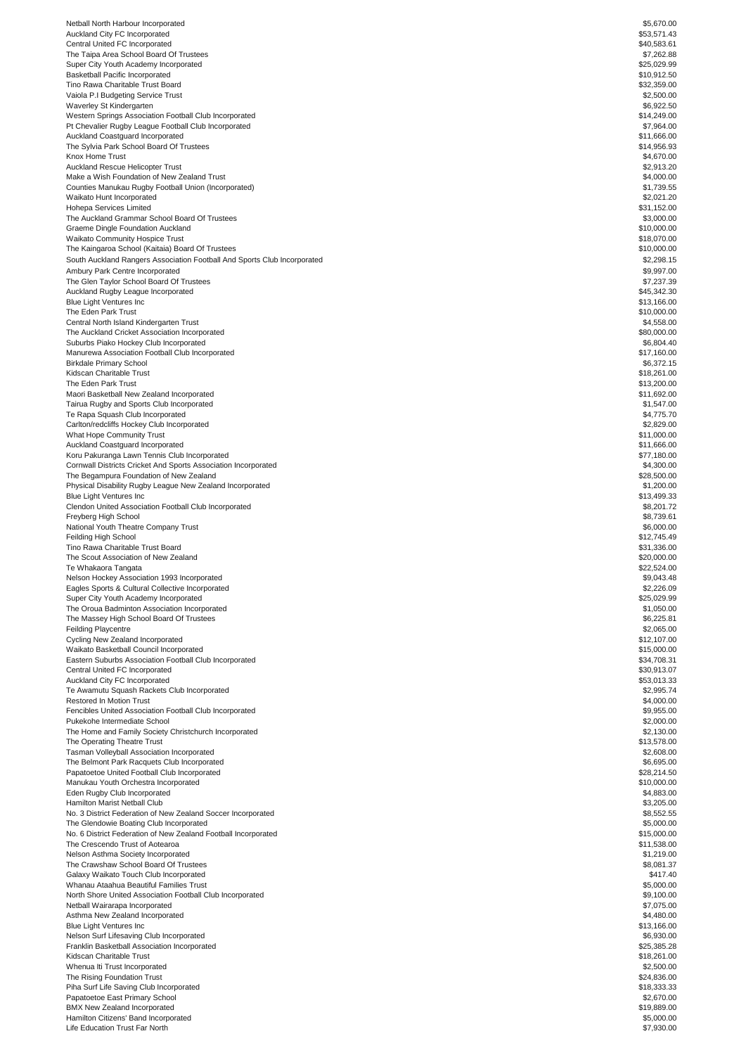| | |
|---|---|
| Netball North Harbour Incorporated | $5,670.00 |
| Auckland City FC Incorporated | $53,571.43 |
| Central United FC Incorporated | $40,583.61 |
| The Taipa Area School Board Of Trustees | $7,262.88 |
| Super City Youth Academy Incorporated | $25,029.99 |
| Basketball Pacific Incorporated | $10,912.50 |
| Tino Rawa Charitable Trust Board | $32,359.00 |
| Vaiola P.I Budgeting Service Trust | $2,500.00 |
| Waverley St Kindergarten | $6,922.50 |
| Western Springs Association Football Club Incorporated | $14,249.00 |
| Pt Chevalier Rugby League Football Club Incorporated | $7,964.00 |
| Auckland Coastguard Incorporated | $11,666.00 |
| The Sylvia Park School Board Of Trustees | $14,956.93 |
| Knox Home Trust | $4,670.00 |
| Auckland Rescue Helicopter Trust | $2,913.20 |
| Make a Wish Foundation of New Zealand Trust | $4,000.00 |
| Counties Manukau Rugby Football Union (Incorporated) | $1,739.55 |
| Waikato Hunt Incorporated | $2,021.20 |
| Hohepa Services Limited | $31,152.00 |
| The Auckland Grammar School Board Of Trustees | $3,000.00 |
| Graeme Dingle Foundation Auckland | $10,000.00 |
| Waikato Community Hospice Trust | $18,070.00 |
| The Kaingaroa School (Kaitaia) Board Of Trustees | $10,000.00 |
| South Auckland Rangers Association Football And Sports Club Incorporated | $2,298.15 |
| Ambury Park Centre Incorporated | $9,997.00 |
| The Glen Taylor School Board Of Trustees | $7,237.39 |
| Auckland Rugby League Incorporated | $45,342.30 |
| Blue Light Ventures Inc | $13,166.00 |
| The Eden Park Trust | $10,000.00 |
| Central North Island Kindergarten Trust | $4,558.00 |
| The Auckland Cricket Association Incorporated | $80,000.00 |
| Suburbs Piako Hockey Club Incorporated | $6,804.40 |
| Manurewa Association Football Club Incorporated | $17,160.00 |
| Birkdale Primary School | $6,372.15 |
| Kidscan Charitable Trust | $18,261.00 |
| The Eden Park Trust | $13,200.00 |
| Maori Basketball New Zealand Incorporated | $11,692.00 |
| Tairua Rugby and Sports Club Incorporated | $1,547.00 |
| Te Rapa Squash Club Incorporated | $4,775.70 |
| Carlton/redcliffs Hockey Club Incorporated | $2,829.00 |
| What Hope Community Trust | $11,000.00 |
| Auckland Coastguard Incorporated | $11,666.00 |
| Koru Pakuranga Lawn Tennis Club Incorporated | $77,180.00 |
| Cornwall Districts Cricket And Sports Association Incorporated | $4,300.00 |
| The Begampura Foundation of New Zealand | $28,500.00 |
| Physical Disability Rugby League New Zealand Incorporated | $1,200.00 |
| Blue Light Ventures Inc | $13,499.33 |
| Clendon United Association Football Club Incorporated | $8,201.72 |
| Freyberg High School | $8,739.61 |
| National Youth Theatre Company Trust | $6,000.00 |
| Feilding High School | $12,745.49 |
| Tino Rawa Charitable Trust Board | $31,336.00 |
| The Scout Association of New Zealand | $20,000.00 |
| Te Whakaora Tangata | $22,524.00 |
| Nelson Hockey Association 1993 Incorporated | $9,043.48 |
| Eagles Sports & Cultural Collective Incorporated | $2,226.09 |
| Super City Youth Academy Incorporated | $25,029.99 |
| The Oroua Badminton Association Incorporated | $1,050.00 |
| The Massey High School Board Of Trustees | $6,225.81 |
| Feilding Playcentre | $2,065.00 |
| Cycling New Zealand Incorporated | $12,107.00 |
| Waikato Basketball Council Incorporated | $15,000.00 |
| Eastern Suburbs Association Football Club Incorporated | $34,708.31 |
| Central United FC Incorporated | $30,913.07 |
| Auckland City FC Incorporated | $53,013.33 |
| Te Awamutu Squash Rackets Club Incorporated | $2,995.74 |
| Restored In Motion Trust | $4,000.00 |
| Fencibles United Association Football Club Incorporated | $9,955.00 |
| Pukekohe Intermediate School | $2,000.00 |
| The Home and Family Society Christchurch Incorporated | $2,130.00 |
| The Operating Theatre Trust | $13,578.00 |
| Tasman Volleyball Association Incorporated | $2,608.00 |
| The Belmont Park Racquets Club Incorporated | $6,695.00 |
| Papatoetoe United Football Club Incorporated | $28,214.50 |
| Manukau Youth Orchestra Incorporated | $10,000.00 |
| Eden Rugby Club Incorporated | $4,883.00 |
| Hamilton Marist Netball Club | $3,205.00 |
| No. 3 District Federation of New Zealand Soccer Incorporated | $8,552.55 |
| The Glendowie Boating Club Incorporated | $5,000.00 |
| No. 6 District Federation of New Zealand Football Incorporated | $15,000.00 |
| The Crescendo Trust of Aotearoa | $11,538.00 |
| Nelson Asthma Society Incorporated | $1,219.00 |
| The Crawshaw School Board Of Trustees | $8,081.37 |
| Galaxy Waikato Touch Club Incorporated | $417.40 |
| Whanau Ataahua Beautiful Families Trust | $5,000.00 |
| North Shore United Association Football Club Incorporated | $9,100.00 |
| Netball Wairarapa Incorporated | $7,075.00 |
| Asthma New Zealand Incorporated | $4,480.00 |
| Blue Light Ventures Inc | $13,166.00 |
| Nelson Surf Lifesaving Club Incorporated | $6,930.00 |
| Franklin Basketball Association Incorporated | $25,385.28 |
| Kidscan Charitable Trust | $18,261.00 |
| Whenua Iti Trust Incorporated | $2,500.00 |
| The Rising Foundation Trust | $24,836.00 |
| Piha Surf Life Saving Club Incorporated | $18,333.33 |
| Papatoetoe East Primary School | $2,670.00 |
| BMX New Zealand Incorporated | $19,889.00 |
| Hamilton Citizens' Band Incorporated | $5,000.00 |
| Life Education Trust Far North | $7,930.00 |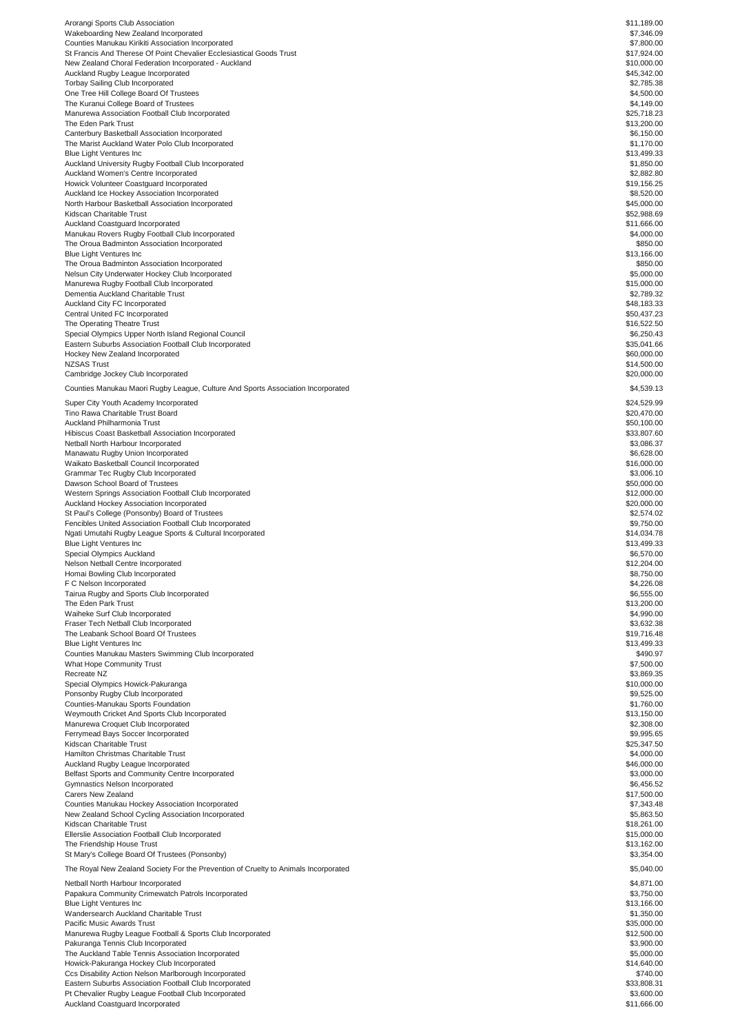| | |
|---|---|
| Arorangi Sports Club Association | $11,189.00 |
| Wakeboarding New Zealand Incorporated | $7,346.09 |
| Counties Manukau Kirikiti Association Incorporated | $7,800.00 |
| St Francis And Therese Of Point Chevalier Ecclesiastical Goods Trust | $17,924.00 |
| New Zealand Choral Federation Incorporated - Auckland | $10,000.00 |
| Auckland Rugby League Incorporated | $45,342.00 |
| Torbay Sailing Club Incorporated | $2,785.38 |
| One Tree Hill College Board Of Trustees | $4,500.00 |
| The Kuranui College Board of Trustees | $4,149.00 |
| Manurewa Association Football Club Incorporated | $25,718.23 |
| The Eden Park Trust | $13,200.00 |
| Canterbury Basketball Association Incorporated | $6,150.00 |
| The Marist Auckland Water Polo Club Incorporated | $1,170.00 |
| Blue Light Ventures Inc | $13,499.33 |
| Auckland University Rugby Football Club Incorporated | $1,850.00 |
| Auckland Women's Centre Incorporated | $2,882.80 |
| Howick Volunteer Coastguard Incorporated | $19,156.25 |
| Auckland Ice Hockey Association Incorporated | $8,520.00 |
| North Harbour Basketball Association Incorporated | $45,000.00 |
| Kidscan Charitable Trust | $52,988.69 |
| Auckland Coastguard Incorporated | $11,666.00 |
| Manukau Rovers Rugby Football Club Incorporated | $4,000.00 |
| The Oroua Badminton Association Incorporated | $850.00 |
| Blue Light Ventures Inc | $13,166.00 |
| The Oroua Badminton Association Incorporated | $850.00 |
| Nelsun City Underwater Hockey Club Incorporated | $5,000.00 |
| Manurewa Rugby Football Club Incorporated | $15,000.00 |
| Dementia Auckland Charitable Trust | $2,789.32 |
| Auckland City FC Incorporated | $48,183.33 |
| Central United FC Incorporated | $50,437.23 |
| The Operating Theatre Trust | $16,522.50 |
| Special Olympics Upper North Island Regional Council | $6,250.43 |
| Eastern Suburbs Association Football Club Incorporated | $35,041.66 |
| Hockey New Zealand Incorporated | $60,000.00 |
| NZSAS Trust | $14,500.00 |
| Cambridge Jockey Club Incorporated | $20,000.00 |
| Counties Manukau Maori Rugby League, Culture And Sports Association Incorporated | $4,539.13 |
| Super City Youth Academy Incorporated | $24,529.99 |
| Tino Rawa Charitable Trust Board | $20,470.00 |
| Auckland Philharmonia Trust | $50,100.00 |
| Hibiscus Coast Basketball Association Incorporated | $33,807.60 |
| Netball North Harbour Incorporated | $3,086.37 |
| Manawatu Rugby Union Incorporated | $6,628.00 |
| Waikato Basketball Council Incorporated | $16,000.00 |
| Grammar Tec Rugby Club Incorporated | $3,006.10 |
| Dawson School Board of Trustees | $50,000.00 |
| Western Springs Association Football Club Incorporated | $12,000.00 |
| Auckland Hockey Association Incorporated | $20,000.00 |
| St Paul's College (Ponsonby) Board of Trustees | $2,574.02 |
| Fencibles United Association Football Club Incorporated | $9,750.00 |
| Ngati Umutahi Rugby League Sports & Cultural Incorporated | $14,034.78 |
| Blue Light Ventures Inc | $13,499.33 |
| Special Olympics Auckland | $6,570.00 |
| Nelson Netball Centre Incorporated | $12,204.00 |
| Homai Bowling Club Incorporated | $8,750.00 |
| F C Nelson Incorporated | $4,226.08 |
| Tairua Rugby and Sports Club Incorporated | $6,555.00 |
| The Eden Park Trust | $13,200.00 |
| Waiheke Surf Club Incorporated | $4,990.00 |
| Fraser Tech Netball Club Incorporated | $3,632.38 |
| The Leabank School Board Of Trustees | $19,716.48 |
| Blue Light Ventures Inc | $13,499.33 |
| Counties Manukau Masters Swimming Club Incorporated | $490.97 |
| What Hope Community Trust | $7,500.00 |
| Recreate NZ | $3,869.35 |
| Special Olympics Howick-Pakuranga | $10,000.00 |
| Ponsonby Rugby Club Incorporated | $9,525.00 |
| Counties-Manukau Sports Foundation | $1,760.00 |
| Weymouth Cricket And Sports Club Incorporated | $13,150.00 |
| Manurewa Croquet Club Incorporated | $2,308.00 |
| Ferrymead Bays Soccer Incorporated | $9,995.65 |
| Kidscan Charitable Trust | $25,347.50 |
| Hamilton Christmas Charitable Trust | $4,000.00 |
| Auckland Rugby League Incorporated | $46,000.00 |
| Belfast Sports and Community Centre Incorporated | $3,000.00 |
| Gymnastics Nelson Incorporated | $6,456.52 |
| Carers New Zealand | $17,500.00 |
| Counties Manukau Hockey Association Incorporated | $7,343.48 |
| New Zealand School Cycling Association Incorporated | $5,863.50 |
| Kidscan Charitable Trust | $18,261.00 |
| Ellerslie Association Football Club Incorporated | $15,000.00 |
| The Friendship House Trust | $13,162.00 |
| St Mary's College Board Of Trustees (Ponsonby) | $3,354.00 |
| The Royal New Zealand Society For the Prevention of Cruelty to Animals Incorporated | $5,040.00 |
| Netball North Harbour Incorporated | $4,871.00 |
| Papakura Community Crimewatch Patrols Incorporated | $3,750.00 |
| Blue Light Ventures Inc | $13,166.00 |
| Wandersearch Auckland Charitable Trust | $1,350.00 |
| Pacific Music Awards Trust | $35,000.00 |
| Manurewa Rugby League Football & Sports Club Incorporated | $12,500.00 |
| Pakuranga Tennis Club Incorporated | $3,900.00 |
| The Auckland Table Tennis Association Incorporated | $5,000.00 |
| Howick-Pakuranga Hockey Club Incorporated | $14,640.00 |
| Ccs Disability Action Nelson Marlborough Incorporated | $740.00 |
| Eastern Suburbs Association Football Club Incorporated | $33,808.31 |
| Pt Chevalier Rugby League Football Club Incorporated | $3,600.00 |
| Auckland Coastguard Incorporated | $11,666.00 |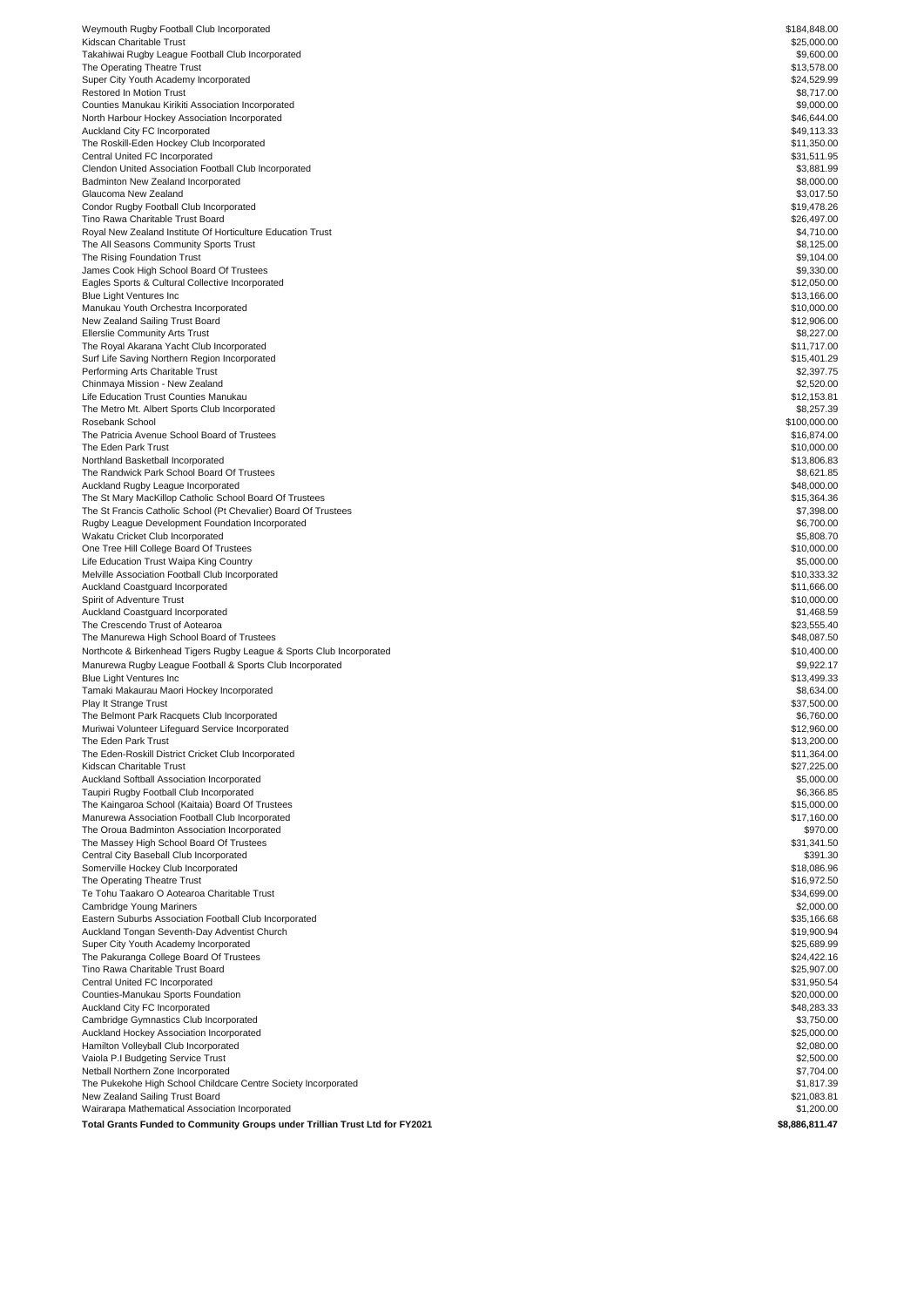| | |
|---|---|
| Weymouth Rugby Football Club Incorporated | $184,848.00 |
| Kidscan Charitable Trust | $25,000.00 |
| Takahiwai Rugby League Football Club Incorporated | $9,600.00 |
| The Operating Theatre Trust | $13,578.00 |
| Super City Youth Academy Incorporated | $24,529.99 |
| Restored In Motion Trust | $8,717.00 |
| Counties Manukau Kirikiti Association Incorporated | $9,000.00 |
| North Harbour Hockey Association Incorporated | $46,644.00 |
| Auckland City FC Incorporated | $49,113.33 |
| The Roskill-Eden Hockey Club Incorporated | $11,350.00 |
| Central United FC Incorporated | $31,511.95 |
| Clendon United Association Football Club Incorporated | $3,881.99 |
| Badminton New Zealand Incorporated | $8,000.00 |
| Glaucoma New Zealand | $3,017.50 |
| Condor Rugby Football Club Incorporated | $19,478.26 |
| Tino Rawa Charitable Trust Board | $26,497.00 |
| Royal New Zealand Institute Of Horticulture Education Trust | $4,710.00 |
| The All Seasons Community Sports Trust | $8,125.00 |
| The Rising Foundation Trust | $9,104.00 |
| James Cook High School Board Of Trustees | $9,330.00 |
| Eagles Sports & Cultural Collective Incorporated | $12,050.00 |
| Blue Light Ventures Inc | $13,166.00 |
| Manukau Youth Orchestra Incorporated | $10,000.00 |
| New Zealand Sailing Trust Board | $12,906.00 |
| Ellerslie Community Arts Trust | $8,227.00 |
| The Royal Akarana Yacht Club Incorporated | $11,717.00 |
| Surf Life Saving Northern Region Incorporated | $15,401.29 |
| Performing Arts Charitable Trust | $2,397.75 |
| Chinmaya Mission - New Zealand | $2,520.00 |
| Life Education Trust Counties Manukau | $12,153.81 |
| The Metro Mt. Albert Sports Club Incorporated | $8,257.39 |
| Rosebank School | $100,000.00 |
| The Patricia Avenue School Board of Trustees | $16,874.00 |
| The Eden Park Trust | $10,000.00 |
| Northland Basketball Incorporated | $13,806.83 |
| The Randwick Park School Board Of Trustees | $8,621.85 |
| Auckland Rugby League Incorporated | $48,000.00 |
| The St Mary MacKillop Catholic School Board Of Trustees | $15,364.36 |
| The St Francis Catholic School (Pt Chevalier) Board Of Trustees | $7,398.00 |
| Rugby League Development Foundation Incorporated | $6,700.00 |
| Wakatu Cricket Club Incorporated | $5,808.70 |
| One Tree Hill College Board Of Trustees | $10,000.00 |
| Life Education Trust Waipa King Country | $5,000.00 |
| Melville Association Football Club Incorporated | $10,333.32 |
| Auckland Coastguard Incorporated | $11,666.00 |
| Spirit of Adventure Trust | $10,000.00 |
| Auckland Coastguard Incorporated | $1,468.59 |
| The Crescendo Trust of Aotearoa | $23,555.40 |
| The Manurewa High School Board of Trustees | $48,087.50 |
| Northcote & Birkenhead Tigers Rugby League & Sports Club Incorporated | $10,400.00 |
| Manurewa Rugby League Football & Sports Club Incorporated | $9,922.17 |
| Blue Light Ventures Inc | $13,499.33 |
| Tamaki Makaurau Maori Hockey Incorporated | $8,634.00 |
| Play It Strange Trust | $37,500.00 |
| The Belmont Park Racquets Club Incorporated | $6,760.00 |
| Muriwai Volunteer Lifeguard Service Incorporated | $12,960.00 |
| The Eden Park Trust | $13,200.00 |
| The Eden-Roskill District Cricket Club Incorporated | $11,364.00 |
| Kidscan Charitable Trust | $27,225.00 |
| Auckland Softball Association Incorporated | $5,000.00 |
| Taupiri Rugby Football Club Incorporated | $6,366.85 |
| The Kaingaroa School (Kaitaia) Board Of Trustees | $15,000.00 |
| Manurewa Association Football Club Incorporated | $17,160.00 |
| The Oroua Badminton Association Incorporated | $970.00 |
| The Massey High School Board Of Trustees | $31,341.50 |
| Central City Baseball Club Incorporated | $391.30 |
| Somerville Hockey Club Incorporated | $18,086.96 |
| The Operating Theatre Trust | $16,972.50 |
| Te Tohu Taakaro O Aotearoa Charitable Trust | $34,699.00 |
| Cambridge Young Mariners | $2,000.00 |
| Eastern Suburbs Association Football Club Incorporated | $35,166.68 |
| Auckland Tongan Seventh-Day Adventist Church | $19,900.94 |
| Super City Youth Academy Incorporated | $25,689.99 |
| The Pakuranga College Board Of Trustees | $24,422.16 |
| Tino Rawa Charitable Trust Board | $25,907.00 |
| Central United FC Incorporated | $31,950.54 |
| Counties-Manukau Sports Foundation | $20,000.00 |
| Auckland City FC Incorporated | $48,283.33 |
| Cambridge Gymnastics Club Incorporated | $3,750.00 |
| Auckland Hockey Association Incorporated | $25,000.00 |
| Hamilton Volleyball Club Incorporated | $2,080.00 |
| Vaiola P.I Budgeting Service Trust | $2,500.00 |
| Netball Northern Zone Incorporated | $7,704.00 |
| The Pukekohe High School Childcare Centre Society Incorporated | $1,817.39 |
| New Zealand Sailing Trust Board | $21,083.81 |
| Wairarapa Mathematical Association Incorporated | $1,200.00 |
| **Total Grants Funded to Community Groups under Trillian Trust Ltd for FY2021** | **$8,886,811.47** |